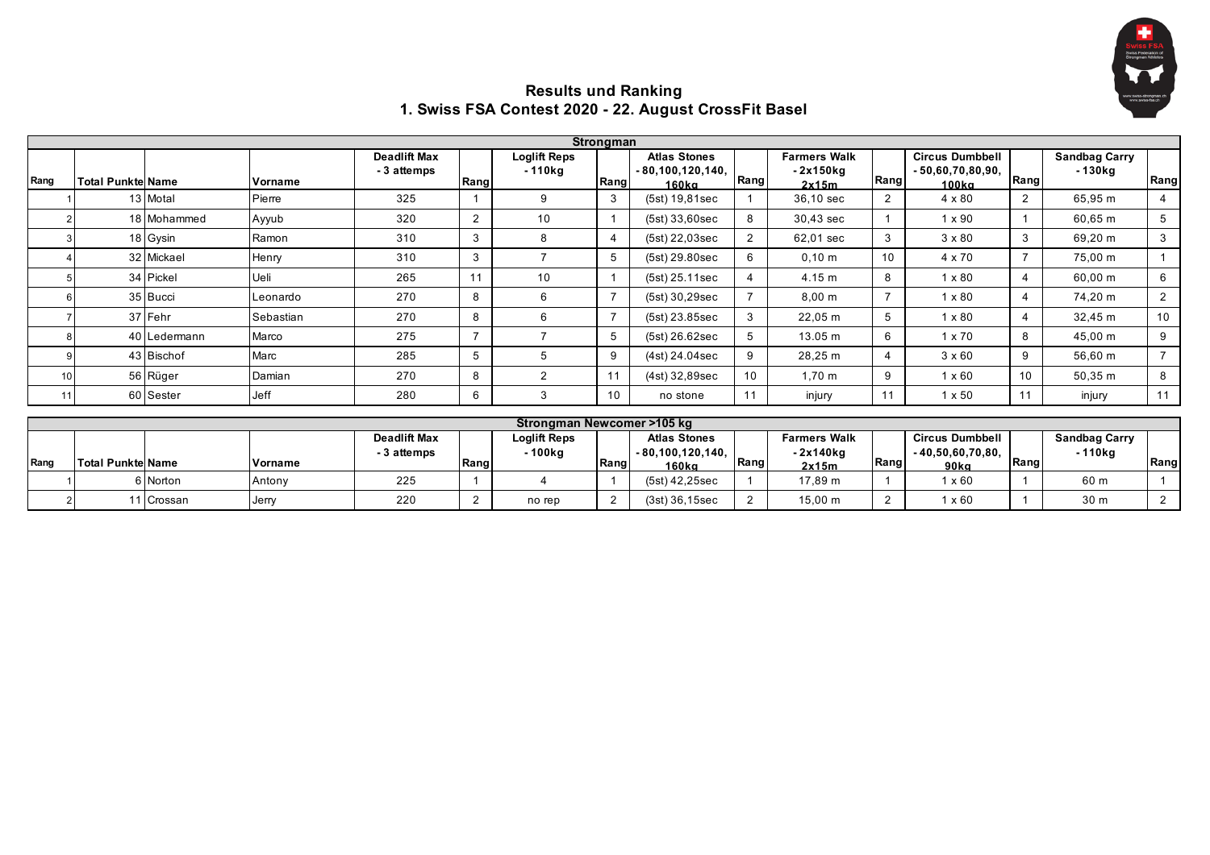## Results und Ranking
## 1. Swiss FSA Contest 2020 - 22. August CrossFit Basel

| Strongman | | | | | | | | | | | | | | | | |
|---|---|---|---|---|---|---|---|---|---|---|---|---|---|---|---|---|
| Rang | Total Punkte | Name | Vorname | Deadlift Max - 3 attemps | Rang | Loglift Reps - 110kg | Rang | Atlas Stones - 80,100,120,140, 160kg | Rang | Farmers Walk - 2x150kg 2x15m | Rang | Circus Dumbbell - 50,60,70,80,90, 100kg | Rang | Sandbag Carry - 130kg | Rang |
| 1 | 13 | Motal | Pierre | 325 | 1 | 9 | 3 | (5st) 19,81sec | 1 | 36,10 sec | 2 | 4 x 80 | 2 | 65,95 m | 4 |
| 2 | 18 | Mohammed | Ayyub | 320 | 2 | 10 | 1 | (5st) 33,60sec | 8 | 30,43 sec | 1 | 1 x 90 | 1 | 60,65 m | 5 |
| 3 | 18 | Gysin | Ramon | 310 | 3 | 8 | 4 | (5st) 22,03sec | 2 | 62,01 sec | 3 | 3 x 80 | 3 | 69,20 m | 3 |
| 4 | 32 | Mickael | Henry | 310 | 3 | 7 | 5 | (5st) 29.80sec | 6 | 0,10 m | 10 | 4 x 70 | 7 | 75,00 m | 1 |
| 5 | 34 | Pickel | Ueli | 265 | 11 | 10 | 1 | (5st) 25.11sec | 4 | 4.15 m | 8 | 1 x 80 | 4 | 60,00 m | 6 |
| 6 | 35 | Bucci | Leonardo | 270 | 8 | 6 | 7 | (5st) 30,29sec | 7 | 8,00 m | 7 | 1 x 80 | 4 | 74,20 m | 2 |
| 7 | 37 | Fehr | Sebastian | 270 | 8 | 6 | 7 | (5st) 23.85sec | 3 | 22,05 m | 5 | 1 x 80 | 4 | 32,45 m | 10 |
| 8 | 40 | Ledermann | Marco | 275 | 7 | 7 | 5 | (5st) 26.62sec | 5 | 13.05 m | 6 | 1 x 70 | 8 | 45,00 m | 9 |
| 9 | 43 | Bischof | Marc | 285 | 5 | 5 | 9 | (4st) 24.04sec | 9 | 28,25 m | 4 | 3 x 60 | 9 | 56,60 m | 7 |
| 10 | 56 | Rüger | Damian | 270 | 8 | 2 | 11 | (4st) 32,89sec | 10 | 1,70 m | 9 | 1 x 60 | 10 | 50,35 m | 8 |
| 11 | 60 | Sester | Jeff | 280 | 6 | 3 | 10 | no stone | 11 | injury | 11 | 1 x 50 | 11 | injury | 11 |

| Strongman Newcomer >105 kg | | | | | | | | | | | | | | | |
|---|---|---|---|---|---|---|---|---|---|---|---|---|---|---|---|
| Rang | Total Punkte | Name | Vorname | Deadlift Max - 3 attemps | Rang | Loglift Reps - 100kg | Rang | Atlas Stones - 80,100,120,140, 160kg | Rang | Farmers Walk - 2x140kg 2x15m | Rang | Circus Dumbbell - 40,50,60,70,80, 90kg | Rang | Sandbag Carry - 110kg | Rang |
| 1 | 6 | Norton | Antony | 225 | 1 | 4 | 1 | (5st) 42,25sec | 1 | 17,89 m | 1 | 1 x 60 | 1 | 60 m | 1 |
| 2 | 11 | Crossan | Jerry | 220 | 2 | no rep | 2 | (3st) 36,15sec | 2 | 15,00 m | 2 | 1 x 60 | 1 | 30 m | 2 |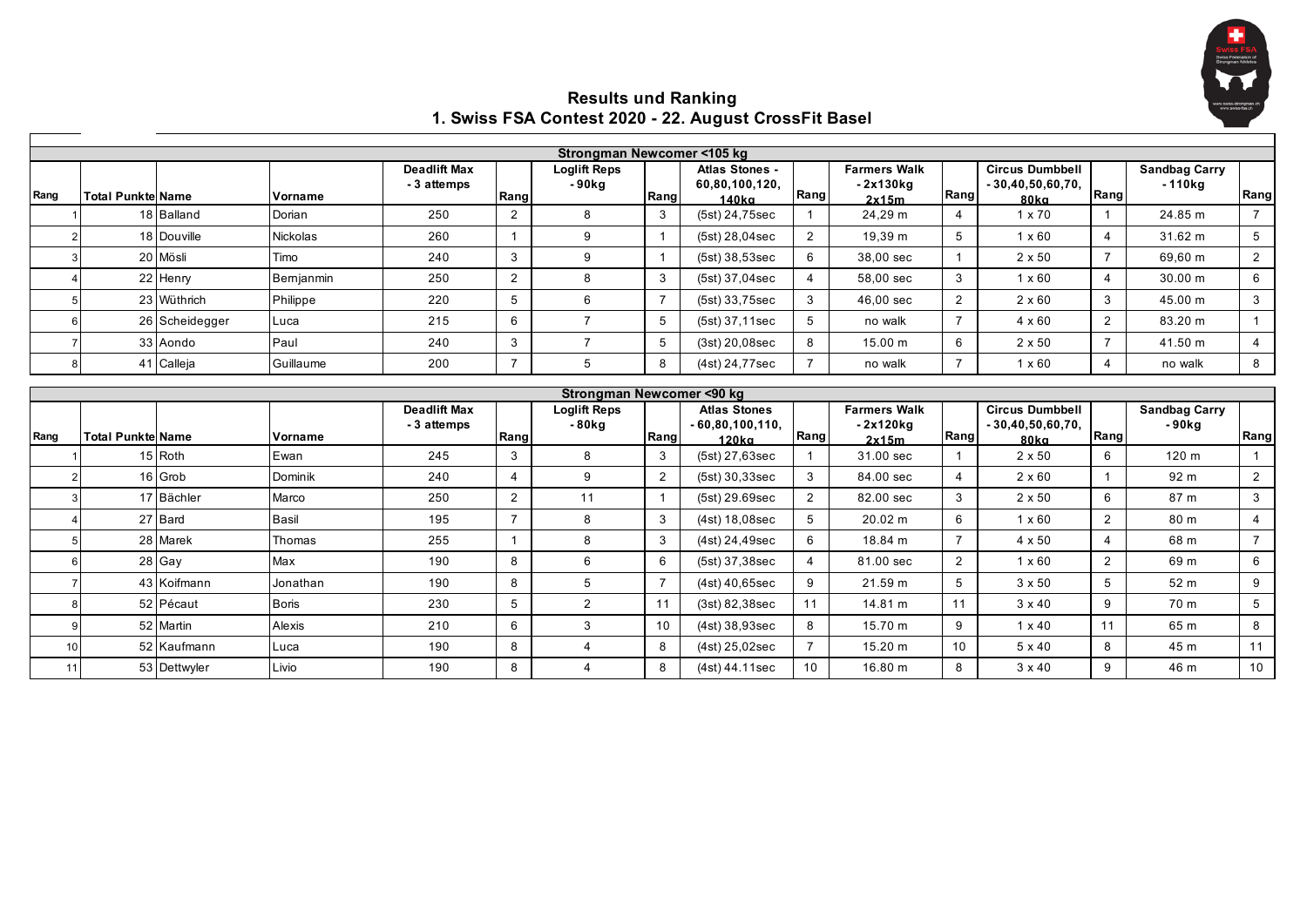## Results und Ranking
## 1. Swiss FSA Contest 2020 - 22. August CrossFit Basel

| Strongman Newcomer <105 kg | | | | | | | | | | | | | | | |
|---|---|---|---|---|---|---|---|---|---|---|---|---|---|---|---|
| Rang | Total Punkte | Name | Vorname | Deadlift Max - 3 attemps | Rang | Loglift Reps - 90kg | Rang | Atlas Stones - 60,80,100,120, 140kg | Rang | Farmers Walk - 2x130kg 2x15m | Rang | Circus Dumbbell - 30,40,50,60,70, 80kg | Rang | Sandbag Carry - 110kg | Rang |
| 1 | 18 | Balland | Dorian | 250 | 2 | 8 | 3 | (5st) 24,75sec | 1 | 24,29 m | 4 | 1 x 70 | 1 | 24.85 m | 7 |
| 2 | 18 | Douville | Nickolas | 260 | 1 | 9 | 1 | (5st) 28,04sec | 2 | 19,39 m | 5 | 1 x 60 | 4 | 31.62 m | 5 |
| 3 | 20 | Mösli | Timo | 240 | 3 | 9 | 1 | (5st) 38,53sec | 6 | 38,00 sec | 1 | 2 x 50 | 7 | 69,60 m | 2 |
| 4 | 22 | Henry | Bemjanmin | 250 | 2 | 8 | 3 | (5st) 37,04sec | 4 | 58,00 sec | 3 | 1 x 60 | 4 | 30.00 m | 6 |
| 5 | 23 | Wüthrich | Philippe | 220 | 5 | 6 | 7 | (5st) 33,75sec | 3 | 46,00 sec | 2 | 2 x 60 | 3 | 45.00 m | 3 |
| 6 | 26 | Scheidegger | Luca | 215 | 6 | 7 | 5 | (5st) 37,11sec | 5 | no walk | 7 | 4 x 60 | 2 | 83.20 m | 1 |
| 7 | 33 | Aondo | Paul | 240 | 3 | 7 | 5 | (3st) 20,08sec | 8 | 15.00 m | 6 | 2 x 50 | 7 | 41.50 m | 4 |
| 8 | 41 | Calleja | Guillaume | 200 | 7 | 5 | 8 | (4st) 24,77sec | 7 | no walk | 7 | 1 x 60 | 4 | no walk | 8 |

| Strongman Newcomer <90 kg | | | | | | | | | | | | | | | |
|---|---|---|---|---|---|---|---|---|---|---|---|---|---|---|---|
| Rang | Total Punkte | Name | Vorname | Deadlift Max - 3 attemps | Rang | Loglift Reps - 80kg | Rang | Atlas Stones - 60,80,100,110, 120kg | Rang | Farmers Walk - 2x120kg 2x15m | Rang | Circus Dumbbell - 30,40,50,60,70, 80kg | Rang | Sandbag Carry - 90kg | Rang |
| 1 | 15 | Roth | Ewan | 245 | 3 | 8 | 3 | (5st) 27,63sec | 1 | 31.00 sec | 1 | 2 x 50 | 6 | 120 m | 1 |
| 2 | 16 | Grob | Dominik | 240 | 4 | 9 | 2 | (5st) 30,33sec | 3 | 84.00 sec | 4 | 2 x 60 | 1 | 92 m | 2 |
| 3 | 17 | Bächler | Marco | 250 | 2 | 11 | 1 | (5st) 29.69sec | 2 | 82.00 sec | 3 | 2 x 50 | 6 | 87 m | 3 |
| 4 | 27 | Bard | Basil | 195 | 7 | 8 | 3 | (4st) 18,08sec | 5 | 20.02 m | 6 | 1 x 60 | 2 | 80 m | 4 |
| 5 | 28 | Marek | Thomas | 255 | 1 | 8 | 3 | (4st) 24,49sec | 6 | 18.84 m | 7 | 4 x 50 | 4 | 68 m | 7 |
| 6 | 28 | Gay | Max | 190 | 8 | 6 | 6 | (5st) 37,38sec | 4 | 81.00 sec | 2 | 1 x 60 | 2 | 69 m | 6 |
| 7 | 43 | Koifmann | Jonathan | 190 | 8 | 5 | 7 | (4st) 40,65sec | 9 | 21.59 m | 5 | 3 x 50 | 5 | 52 m | 9 |
| 8 | 52 | Pécaut | Boris | 230 | 5 | 2 | 11 | (3st) 82,38sec | 11 | 14.81 m | 11 | 3 x 40 | 9 | 70 m | 5 |
| 9 | 52 | Martin | Alexis | 210 | 6 | 3 | 10 | (4st) 38,93sec | 8 | 15.70 m | 9 | 1 x 40 | 11 | 65 m | 8 |
| 10 | 52 | Kaufmann | Luca | 190 | 8 | 4 | 8 | (4st) 25,02sec | 7 | 15.20 m | 10 | 5 x 40 | 8 | 45 m | 11 |
| 11 | 53 | Dettwyler | Livio | 190 | 8 | 4 | 8 | (4st) 44.11sec | 10 | 16.80 m | 8 | 3 x 40 | 9 | 46 m | 10 |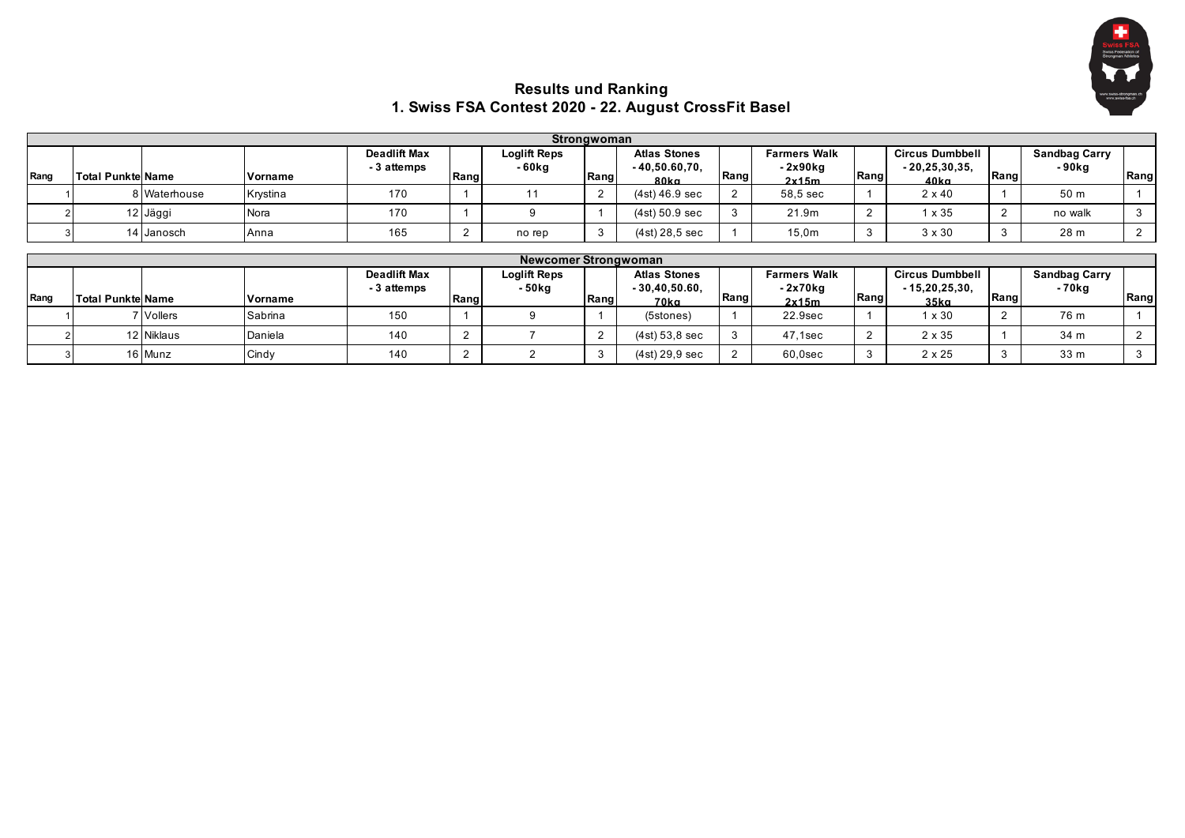## Results und Ranking

## 1. Swiss FSA Contest 2020 - 22. August CrossFit Basel

| Strongwoman | | | | | | | | | | | | | | | |
|---|---|---|---|---|---|---|---|---|---|---|---|---|---|---|---|
| Rang | Total Punkte | Name | Vorname | Deadlift Max - 3 attemps | Rang | Loglift Reps - 60kg | Rang | Atlas Stones - 40,50.60,70, 80kg | Rang | Farmers Walk - 2x90kg 2x15m | Rang | Circus Dumbbell - 20,25,30,35, 40kg | Rang | Sandbag Carry - 90kg | Rang |
| 1 | 8 | Waterhouse | Krystina | 170 | 1 | 11 | 2 | (4st) 46.9 sec | 2 | 58,5 sec | 1 | 2 x 40 | 1 | 50 m | 1 |
| 2 | 12 | Jäggi | Nora | 170 | 1 | 9 | 1 | (4st) 50.9 sec | 3 | 21.9m | 2 | 1 x 35 | 2 | no walk | 3 |
| 3 | 14 | Janosch | Anna | 165 | 2 | no rep | 3 | (4st) 28,5 sec | 1 | 15,0m | 3 | 3 x 30 | 3 | 28 m | 2 |

| Newcomer Strongwoman | | | | | | | | | | | | | | | |
|---|---|---|---|---|---|---|---|---|---|---|---|---|---|---|---|
| Rang | Total Punkte | Name | Vorname | Deadlift Max - 3 attemps | Rang | Loglift Reps - 50kg | Rang | Atlas Stones - 30,40,50.60, 70kg | Rang | Farmers Walk - 2x70kg 2x15m | Rang | Circus Dumbbell - 15,20,25,30, 35kg | Rang | Sandbag Carry - 70kg | Rang |
| 1 | 7 | Vollers | Sabrina | 150 | 1 | 9 | 1 | (5stones) | 1 | 22.9sec | 1 | 1 x 30 | 2 | 76 m | 1 |
| 2 | 12 | Niklaus | Daniela | 140 | 2 | 7 | 2 | (4st) 53,8 sec | 3 | 47,1sec | 2 | 2 x 35 | 1 | 34 m | 2 |
| 3 | 16 | Munz | Cindy | 140 | 2 | 2 | 3 | (4st) 29,9 sec | 2 | 60,0sec | 3 | 2 x 25 | 3 | 33 m | 3 |